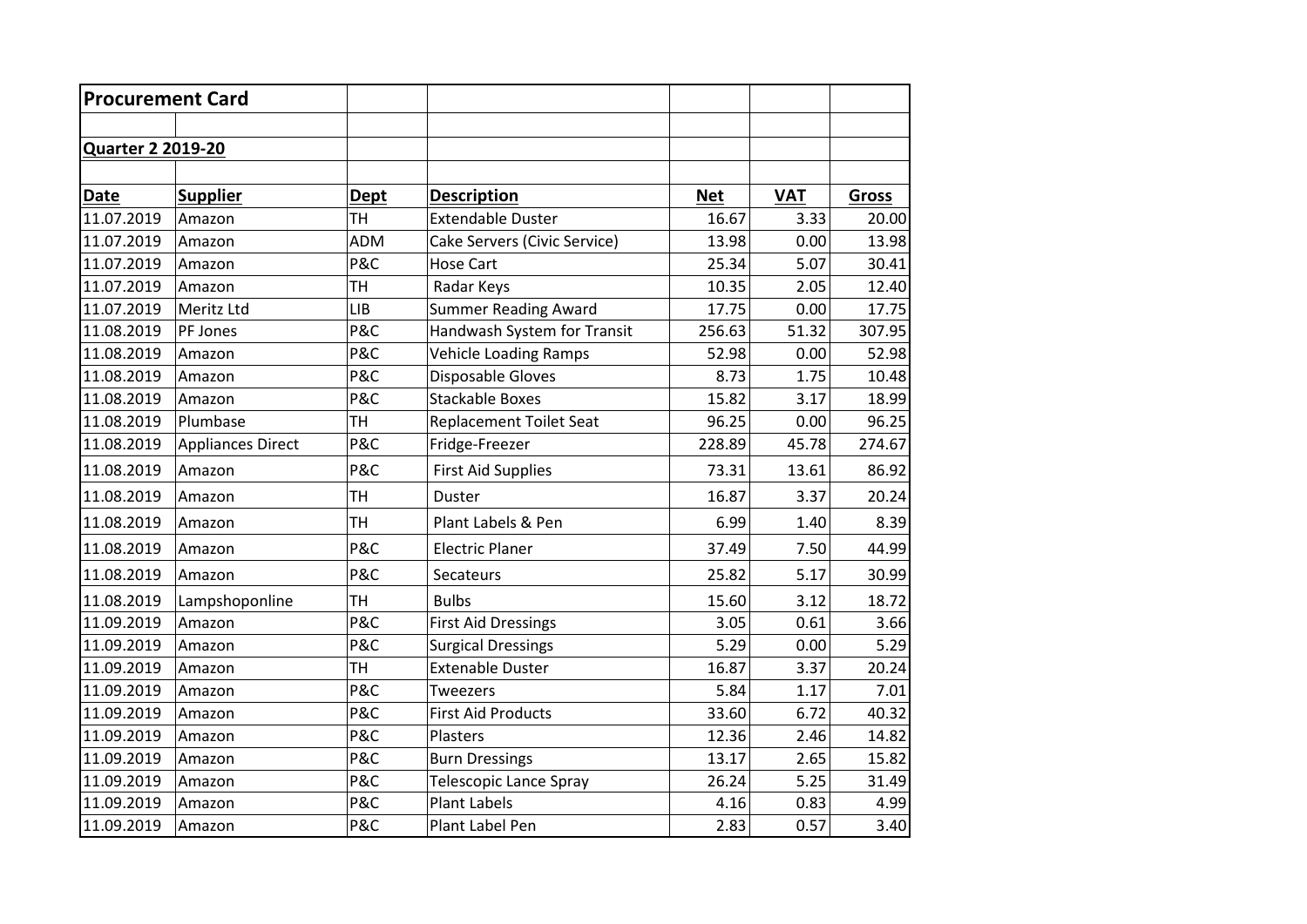## Procurement Card

### Quarter 2 2019-20

| Date | Supplier | Dept | Description | Net | VAT | Gross |
|---|---|---|---|---|---|---|
| 11.07.2019 | Amazon | TH | Extendable Duster | 16.67 | 3.33 | 20.00 |
| 11.07.2019 | Amazon | ADM | Cake Servers (Civic Service) | 13.98 | 0.00 | 13.98 |
| 11.07.2019 | Amazon | P&C | Hose Cart | 25.34 | 5.07 | 30.41 |
| 11.07.2019 | Amazon | TH | Radar Keys | 10.35 | 2.05 | 12.40 |
| 11.07.2019 | Meritz Ltd | LIB | Summer Reading Award | 17.75 | 0.00 | 17.75 |
| 11.08.2019 | PF Jones | P&C | Handwash System for Transit | 256.63 | 51.32 | 307.95 |
| 11.08.2019 | Amazon | P&C | Vehicle Loading Ramps | 52.98 | 0.00 | 52.98 |
| 11.08.2019 | Amazon | P&C | Disposable Gloves | 8.73 | 1.75 | 10.48 |
| 11.08.2019 | Amazon | P&C | Stackable Boxes | 15.82 | 3.17 | 18.99 |
| 11.08.2019 | Plumbase | TH | Replacement Toilet Seat | 96.25 | 0.00 | 96.25 |
| 11.08.2019 | Appliances Direct | P&C | Fridge-Freezer | 228.89 | 45.78 | 274.67 |
| 11.08.2019 | Amazon | P&C | First Aid Supplies | 73.31 | 13.61 | 86.92 |
| 11.08.2019 | Amazon | TH | Duster | 16.87 | 3.37 | 20.24 |
| 11.08.2019 | Amazon | TH | Plant Labels & Pen | 6.99 | 1.40 | 8.39 |
| 11.08.2019 | Amazon | P&C | Electric Planer | 37.49 | 7.50 | 44.99 |
| 11.08.2019 | Amazon | P&C | Secateurs | 25.82 | 5.17 | 30.99 |
| 11.08.2019 | Lampshoponline | TH | Bulbs | 15.60 | 3.12 | 18.72 |
| 11.09.2019 | Amazon | P&C | First Aid Dressings | 3.05 | 0.61 | 3.66 |
| 11.09.2019 | Amazon | P&C | Surgical Dressings | 5.29 | 0.00 | 5.29 |
| 11.09.2019 | Amazon | TH | Extenable Duster | 16.87 | 3.37 | 20.24 |
| 11.09.2019 | Amazon | P&C | Tweezers | 5.84 | 1.17 | 7.01 |
| 11.09.2019 | Amazon | P&C | First Aid Products | 33.60 | 6.72 | 40.32 |
| 11.09.2019 | Amazon | P&C | Plasters | 12.36 | 2.46 | 14.82 |
| 11.09.2019 | Amazon | P&C | Burn Dressings | 13.17 | 2.65 | 15.82 |
| 11.09.2019 | Amazon | P&C | Telescopic Lance Spray | 26.24 | 5.25 | 31.49 |
| 11.09.2019 | Amazon | P&C | Plant Labels | 4.16 | 0.83 | 4.99 |
| 11.09.2019 | Amazon | P&C | Plant Label Pen | 2.83 | 0.57 | 3.40 |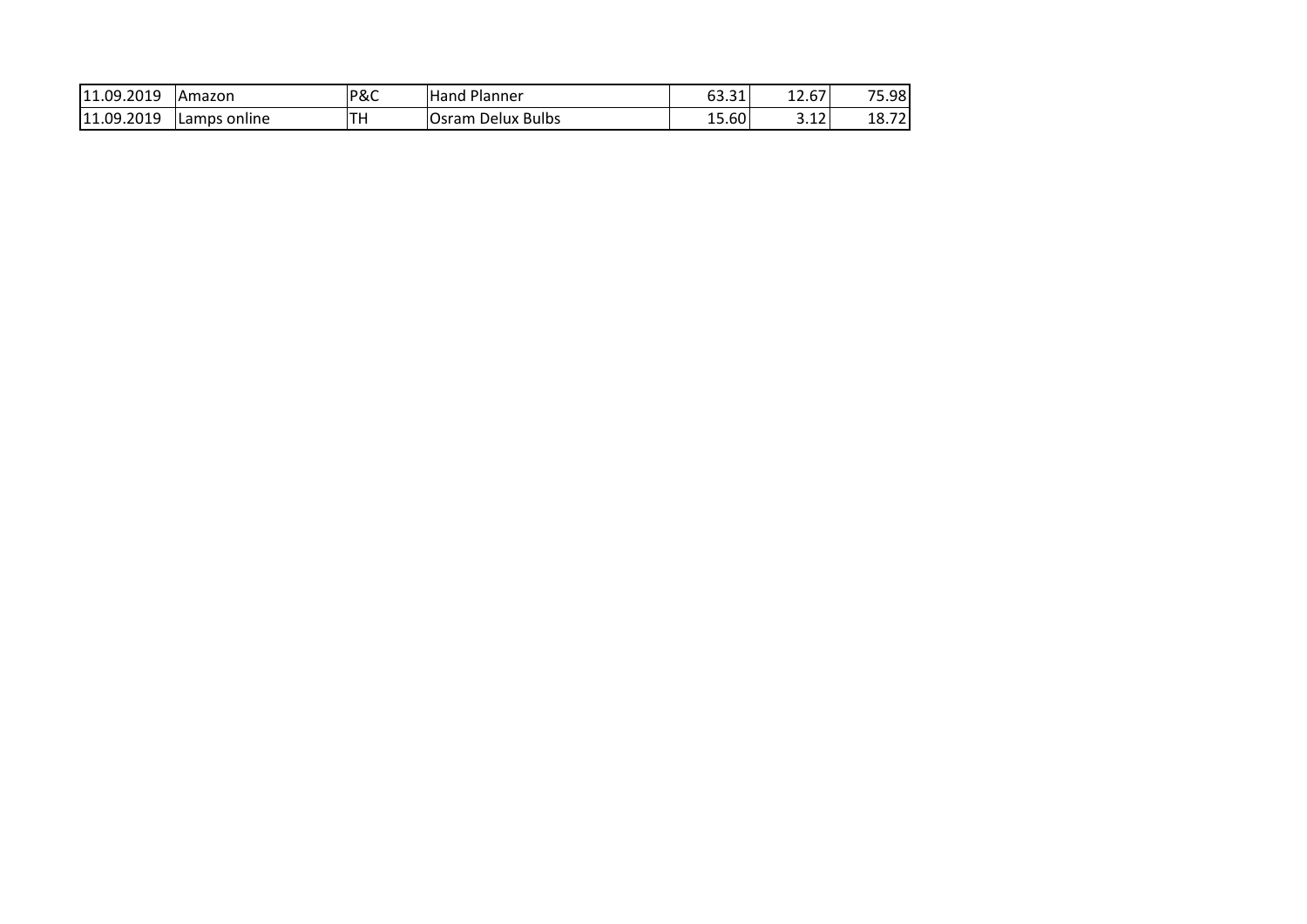| | | | | | | |
|---|---|---|---|---|---|---|
| 11.09.2019 | Amazon | P&C | Hand Planner | 63.31 | 12.67 | 75.98 |
| 11.09.2019 | Lamps online | TH | Osram Delux Bulbs | 15.60 | 3.12 | 18.72 |